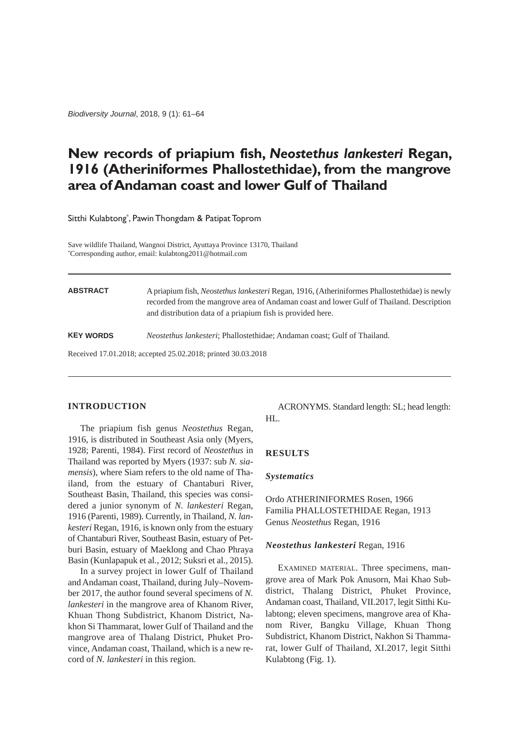# New records of priapium fish, *Neostethus lankesteri* Regan, 1916 (Atheriniformes Phallostethidae), from the mangrove area of Andaman coast and lower Gulf of Thailand

Sitthi Kulabtong*, Pawin Thongdam & Patipat Toprom

Save wildlife Thailand, Wangnoi District, Ayuttaya Province 13170, Thailand
*Corresponding author, email: kulabtong2011@hotmail.com

**ABSTRACT** A priapium fish, *Neostethus lankesteri* Regan, 1916, (Atheriniformes Phallostethidae) is newly recorded from the mangrove area of Andaman coast and lower Gulf of Thailand. Description and distribution data of a priapium fish is provided here.

**KEY WORDS** *Neostethus lankesteri*; Phallostethidae; Andaman coast; Gulf of Thailand.

Received 17.01.2018; accepted 25.02.2018; printed 30.03.2018

## INTRODUCTION

The priapium fish genus *Neostethus* Regan, 1916, is distributed in Southeast Asia only (Myers, 1928; Parenti, 1984). First record of *Neostethus* in Thailand was reported by Myers (1937: sub *N. siamensis*), where Siam refers to the old name of Thailand, from the estuary of Chantaburi River, Southeast Basin, Thailand, this species was considered a junior synonym of *N. lankesteri* Regan, 1916 (Parenti, 1989). Currently, in Thailand, *N. lankesteri* Regan, 1916, is known only from the estuary of Chantaburi River, Southeast Basin, estuary of Petburi Basin, estuary of Maeklong and Chao Phraya Basin (Kunlapapuk et al., 2012; Suksri et al., 2015).

In a survey project in lower Gulf of Thailand and Andaman coast, Thailand, during July–November 2017, the author found several specimens of *N. lankesteri* in the mangrove area of Khanom River, Khuan Thong Subdistrict, Khanom District, Nakhon Si Thammarat, lower Gulf of Thailand and the mangrove area of Thalang District, Phuket Province, Andaman coast, Thailand, which is a new record of *N. lankesteri* in this region.

ACRONYMS. Standard length: SL; head length: HL.

## RESULTS

### *Systematics*

Ordo ATHERINIFORMES Rosen, 1966
Familia PHALLOSTETHIDAE Regan, 1913
Genus *Neostethus* Regan, 1916

#### ***Neostethus lankesteri*** Regan, 1916

EXAMINED MATERIAL. Three specimens, mangrove area of Mark Pok Anusorn, Mai Khao Subdistrict, Thalang District, Phuket Province, Andaman coast, Thailand, VII.2017, legit Sitthi Kulabtong; eleven specimens, mangrove area of Khanom River, Bangku Village, Khuan Thong Subdistrict, Khanom District, Nakhon Si Thammarat, lower Gulf of Thailand, XI.2017, legit Sitthi Kulabtong (Fig. 1).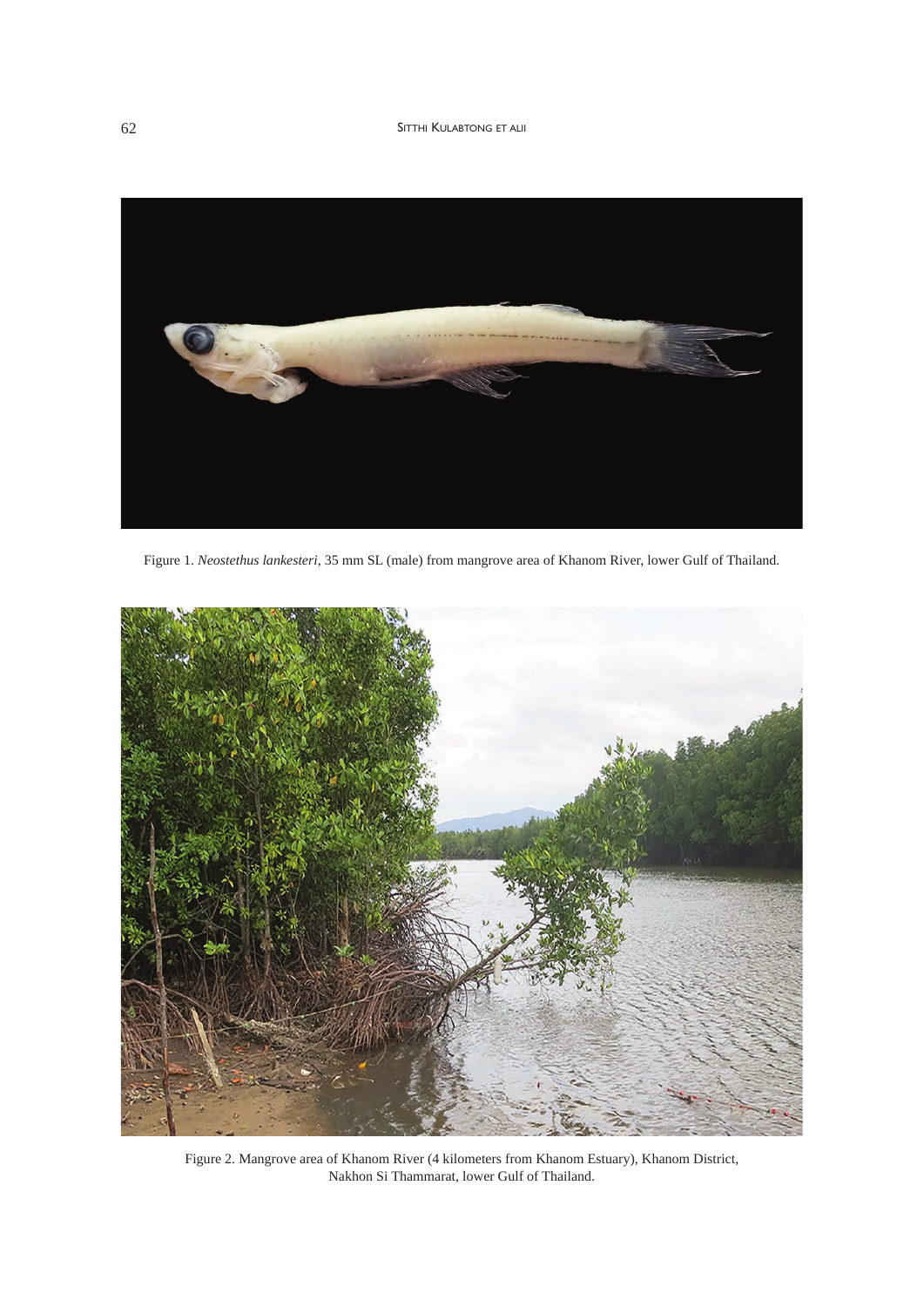Figure 1. *Neostethus lankesteri*, 35 mm SL (male) from mangrove area of Khanom River, lower Gulf of Thailand.

Figure 2. Mangrove area of Khanom River (4 kilometers from Khanom Estuary), Khanom District, Nakhon Si Thammarat, lower Gulf of Thailand.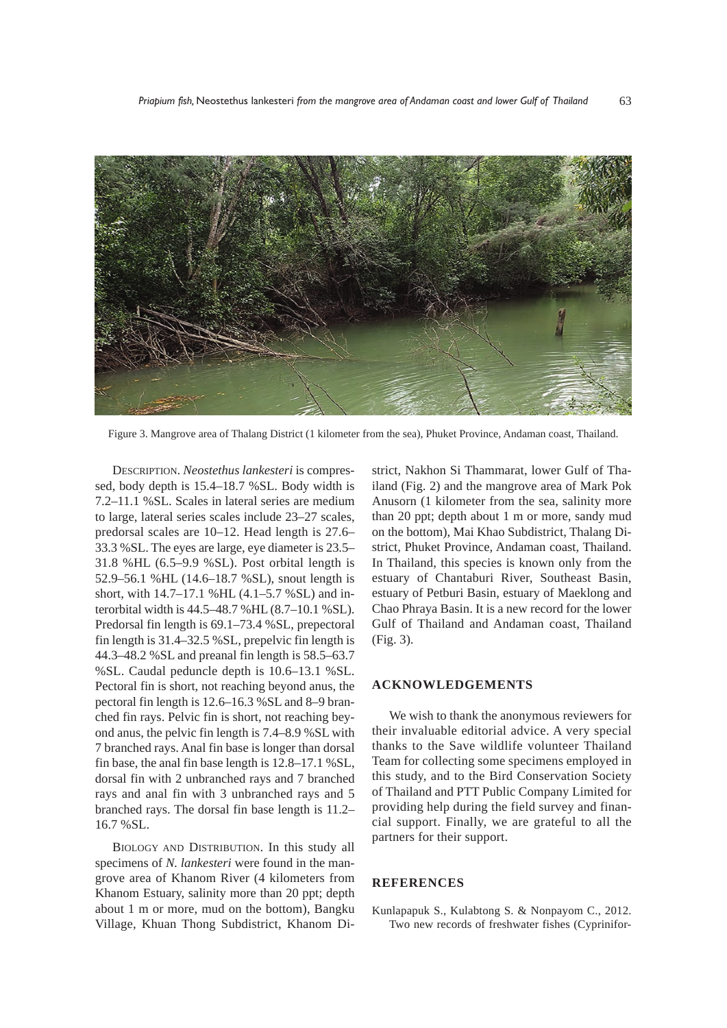Figure 3. Mangrove area of Thalang District (1 kilometer from the sea), Phuket Province, Andaman coast, Thailand.

DESCRIPTION. *Neostethus lankesteri* is compressed, body depth is 15.4–18.7 %SL. Body width is 7.2–11.1 %SL. Scales in lateral series are medium to large, lateral series scales include 23–27 scales, predorsal scales are 10–12. Head length is 27.6–33.3 %SL. The eyes are large, eye diameter is 23.5–31.8 %HL (6.5–9.9 %SL). Post orbital length is 52.9–56.1 %HL (14.6–18.7 %SL), snout length is short, with 14.7–17.1 %HL (4.1–5.7 %SL) and interorbital width is 44.5–48.7 %HL (8.7–10.1 %SL). Predorsal fin length is 69.1–73.4 %SL, prepectoral fin length is 31.4–32.5 %SL, prepelvic fin length is 44.3–48.2 %SL and preanal fin length is 58.5–63.7 %SL. Caudal peduncle depth is 10.6–13.1 %SL. Pectoral fin is short, not reaching beyond anus, the pectoral fin length is 12.6–16.3 %SL and 8–9 branched fin rays. Pelvic fin is short, not reaching beyond anus, the pelvic fin length is 7.4–8.9 %SL with 7 branched rays. Anal fin base is longer than dorsal fin base, the anal fin base length is 12.8–17.1 %SL, dorsal fin with 2 unbranched rays and 7 branched rays and anal fin with 3 unbranched rays and 5 branched rays. The dorsal fin base length is 11.2–16.7 %SL.

BIOLOGY AND DISTRIBUTION. In this study all specimens of *N. lankesteri* were found in the mangrove area of Khanom River (4 kilometers from Khanom Estuary, salinity more than 20 ppt; depth about 1 m or more, mud on the bottom), Bangku Village, Khuan Thong Subdistrict, Khanom District, Nakhon Si Thammarat, lower Gulf of Thailand (Fig. 2) and the mangrove area of Mark Pok Anusorn (1 kilometer from the sea, salinity more than 20 ppt; depth about 1 m or more, sandy mud on the bottom), Mai Khao Subdistrict, Thalang District, Phuket Province, Andaman coast, Thailand. In Thailand, this species is known only from the estuary of Chantaburi River, Southeast Basin, estuary of Petburi Basin, estuary of Maeklong and Chao Phraya Basin. It is a new record for the lower Gulf of Thailand and Andaman coast, Thailand (Fig. 3).

## ACKNOWLEDGEMENTS

We wish to thank the anonymous reviewers for their invaluable editorial advice. A very special thanks to the Save wildlife volunteer Thailand Team for collecting some specimens employed in this study, and to the Bird Conservation Society of Thailand and PTT Public Company Limited for providing help during the field survey and financial support. Finally, we are grateful to all the partners for their support.

## REFERENCES

Kunlapapuk S., Kulabtong S. & Nonpayom C., 2012. Two new records of freshwater fishes (Cyprinifor-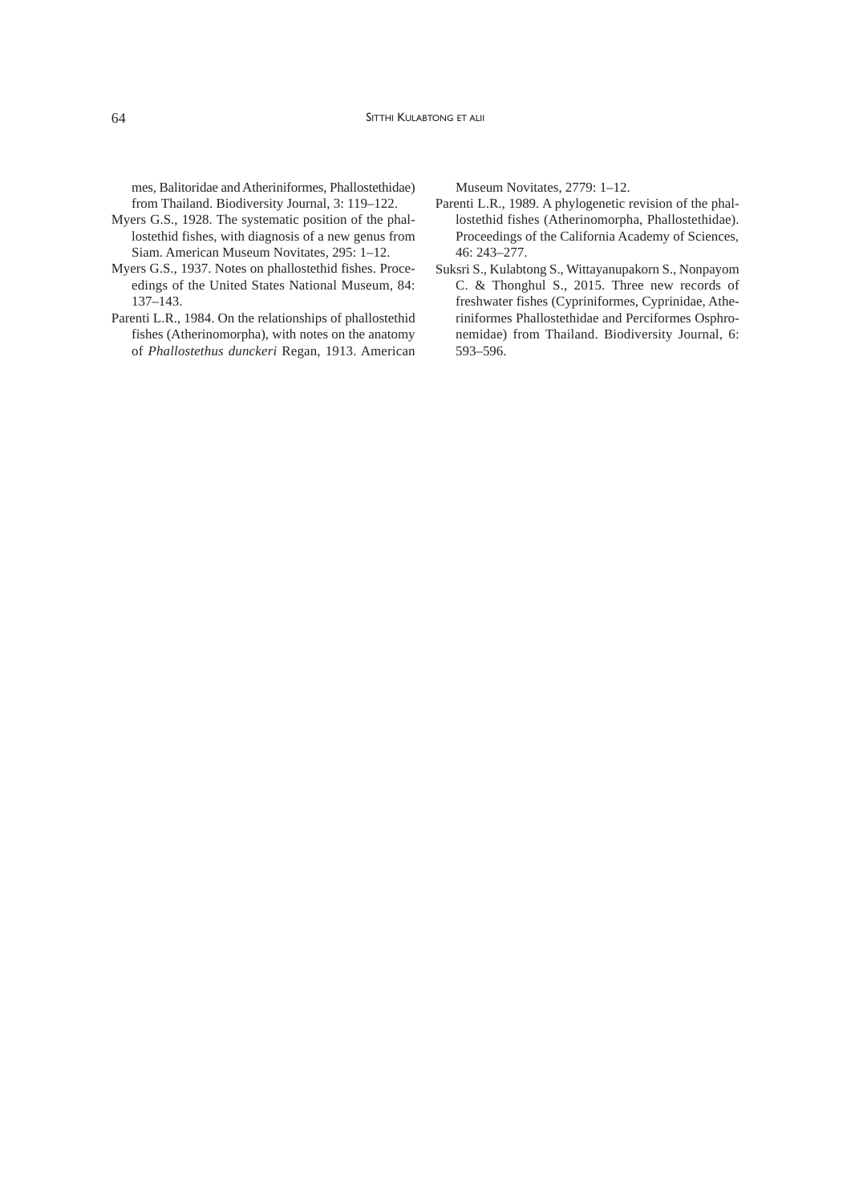mes, Balitoridae and Atheriniformes, Phallostethidae) from Thailand. Biodiversity Journal, 3: 119–122.

Myers G.S., 1928. The systematic position of the phallostethid fishes, with diagnosis of a new genus from Siam. American Museum Novitates, 295: 1–12.

Myers G.S., 1937. Notes on phallostethid fishes. Proceedings of the United States National Museum, 84: 137–143.

Parenti L.R., 1984. On the relationships of phallostethid fishes (Atherinomorpha), with notes on the anatomy of *Phallostethus dunckeri* Regan, 1913. American Museum Novitates, 2779: 1–12.

Parenti L.R., 1989. A phylogenetic revision of the phallostethid fishes (Atherinomorpha, Phallostethidae). Proceedings of the California Academy of Sciences, 46: 243–277.

Suksri S., Kulabtong S., Wittayanupakorn S., Nonpayom C. & Thonghul S., 2015. Three new records of freshwater fishes (Cypriniformes, Cyprinidae, Atheriniformes Phallostethidae and Perciformes Osphronemidae) from Thailand. Biodiversity Journal, 6: 593–596.